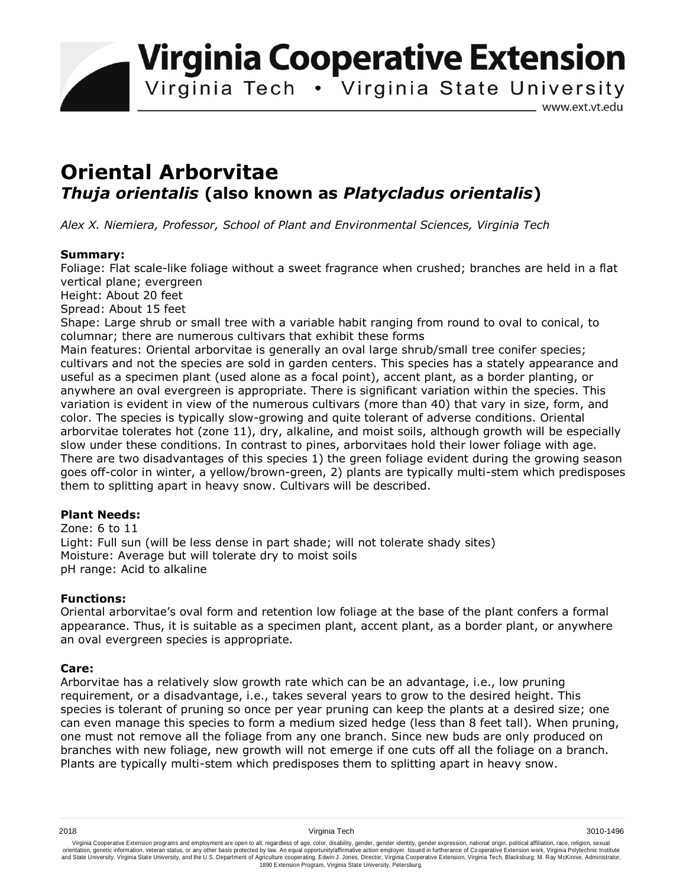# Oriental Arborvitae

## *Thuja orientalis* (also known as *Platycladus orientalis*)

*Alex X. Niemiera, Professor, School of Plant and Environmental Sciences, Virginia Tech*

**Summary:**

Foliage: Flat scale-like foliage without a sweet fragrance when crushed; branches are held in a flat vertical plane; evergreen
Height: About 20 feet
Spread: About 15 feet
Shape: Large shrub or small tree with a variable habit ranging from round to oval to conical, to columnar; there are numerous cultivars that exhibit these forms
Main features: Oriental arborvitae is generally an oval large shrub/small tree conifer species; cultivars and not the species are sold in garden centers. This species has a stately appearance and useful as a specimen plant (used alone as a focal point), accent plant, as a border planting, or anywhere an oval evergreen is appropriate. There is significant variation within the species. This variation is evident in view of the numerous cultivars (more than 40) that vary in size, form, and color. The species is typically slow-growing and quite tolerant of adverse conditions. Oriental arborvitae tolerates hot (zone 11), dry, alkaline, and moist soils, although growth will be especially slow under these conditions. In contrast to pines, arborvitaes hold their lower foliage with age. There are two disadvantages of this species 1) the green foliage evident during the growing season goes off-color in winter, a yellow/brown-green, 2) plants are typically multi-stem which predisposes them to splitting apart in heavy snow. Cultivars will be described.

**Plant Needs:**

Zone: 6 to 11
Light: Full sun (will be less dense in part shade; will not tolerate shady sites)
Moisture: Average but will tolerate dry to moist soils
pH range: Acid to alkaline

**Functions:**

Oriental arborvitae's oval form and retention low foliage at the base of the plant confers a formal appearance. Thus, it is suitable as a specimen plant, accent plant, as a border plant, or anywhere an oval evergreen species is appropriate.

**Care:**

Arborvitae has a relatively slow growth rate which can be an advantage, i.e., low pruning requirement, or a disadvantage, i.e., takes several years to grow to the desired height. This species is tolerant of pruning so once per year pruning can keep the plants at a desired size; one can even manage this species to form a medium sized hedge (less than 8 feet tall). When pruning, one must not remove all the foliage from any one branch. Since new buds are only produced on branches with new foliage, new growth will not emerge if one cuts off all the foliage on a branch. Plants are typically multi-stem which predisposes them to splitting apart in heavy snow.

2018 Virginia Tech 3010-1496

Virginia Cooperative Extension programs and employment are open to all, regardless of age, color, disability, gender, gender identity, gender expression, national origin, political affiliation, race, religion, sexual orientation, genetic information, veteran status, or any other basis protected by law. An equal opportunity/affirmative action employer. Issued in furtherance of Cooperative Extension work, Virginia Polytechnic Institute and State University, Virginia State University, and the U.S. Department of Agriculture cooperating. Edwin J. Jones, Director, Virginia Cooperative Extension, Virginia Tech, Blacksburg; M. Ray McKinnie, Administrator, 1890 Extension Program, Virginia State University, Petersburg.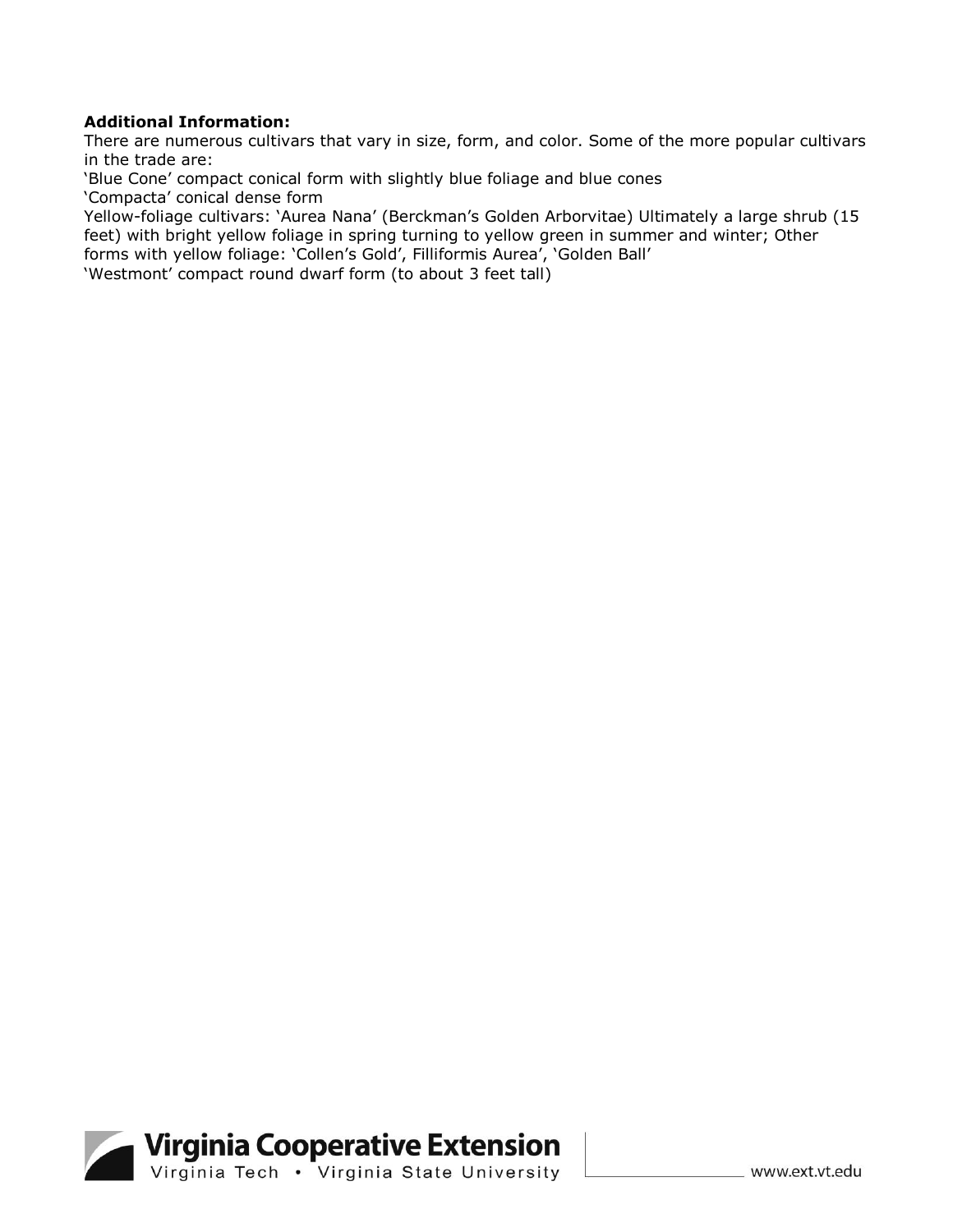**Additional Information:**
There are numerous cultivars that vary in size, form, and color. Some of the more popular cultivars in the trade are:
'Blue Cone' compact conical form with slightly blue foliage and blue cones
'Compacta' conical dense form
Yellow-foliage cultivars: 'Aurea Nana' (Berckman's Golden Arborvitae) Ultimately a large shrub (15 feet) with bright yellow foliage in spring turning to yellow green in summer and winter; Other forms with yellow foliage: 'Collen's Gold', Filliformis Aurea', 'Golden Ball'
'Westmont' compact round dwarf form (to about 3 feet tall)